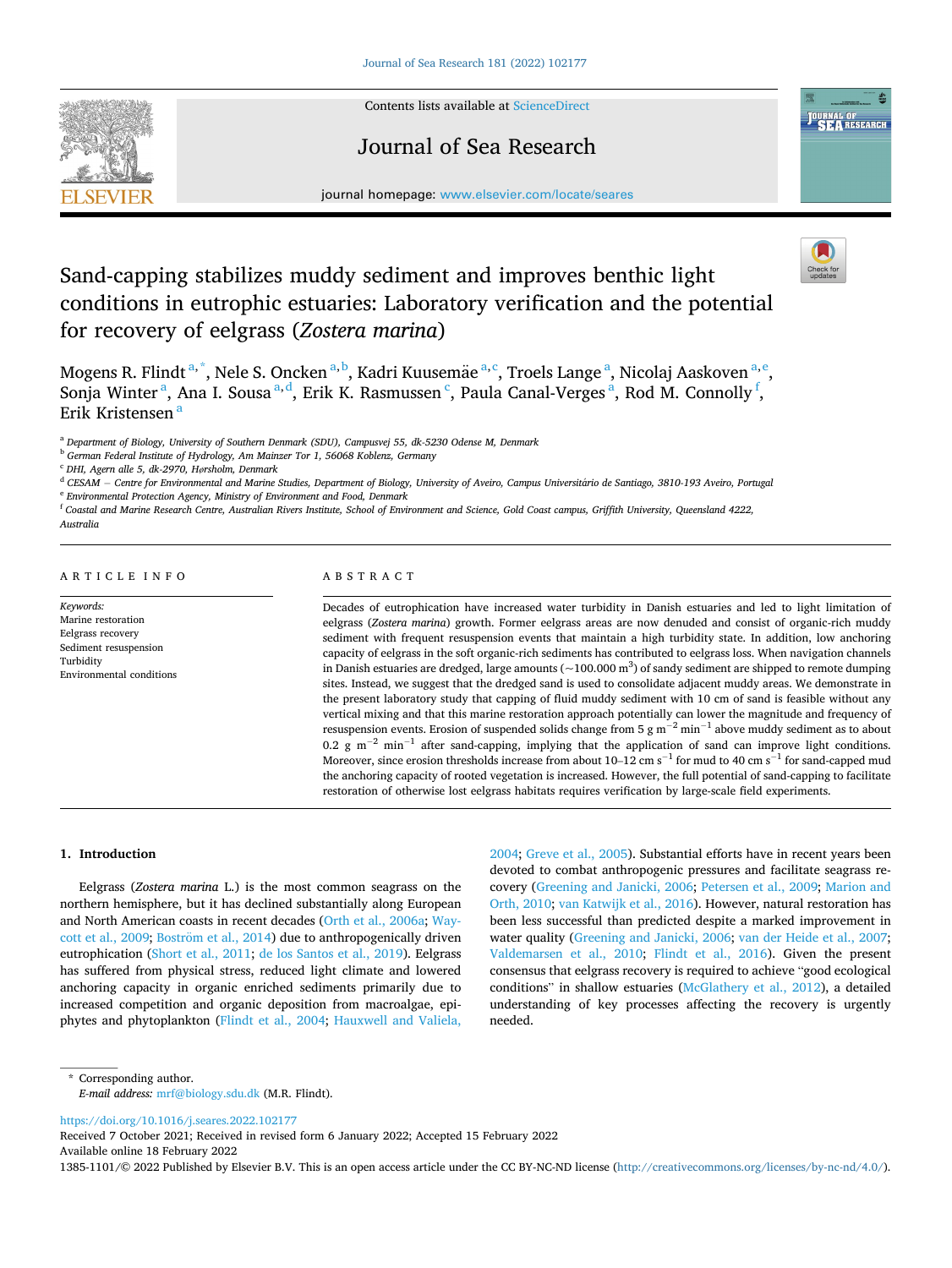# Sand-capping stabilizes muddy sediment and improves benthic light conditions in eutrophic estuaries: Laboratory verification and the potential for recovery of eelgrass (*Zostera marina*)

Mogens R. Flindt [a,*], Nele S. Oncken [a,b], Kadri Kuusemäe [a,c], Troels Lange [a], Nicolaj Aaskoven [a,e], Sonja Winter [a], Ana I. Sousa [a,d], Erik K. Rasmussen [c], Paula Canal-Verges [a], Rod M. Connolly [f], Erik Kristensen [a]

[a] Department of Biology, University of Southern Denmark (SDU), Campusvej 55, dk-5230 Odense M, Denmark
[b] German Federal Institute of Hydrology, Am Mainzer Tor 1, 56068 Koblenz, Germany
[c] DHI, Agern alle 5, dk-2970, Hørsholm, Denmark
[d] CESAM – Centre for Environmental and Marine Studies, Department of Biology, University of Aveiro, Campus Universitário de Santiago, 3810-193 Aveiro, Portugal
[e] Environmental Protection Agency, Ministry of Environment and Food, Denmark
[f] Coastal and Marine Research Centre, Australian Rivers Institute, School of Environment and Science, Gold Coast campus, Griffith University, Queensland 4222, Australia

## ARTICLE INFO

*Keywords:*
Marine restoration
Eelgrass recovery
Sediment resuspension
Turbidity
Environmental conditions

## ABSTRACT

Decades of eutrophication have increased water turbidity in Danish estuaries and led to light limitation of eelgrass (*Zostera marina*) growth. Former eelgrass areas are now denuded and consist of organic-rich muddy sediment with frequent resuspension events that maintain a high turbidity state. In addition, low anchoring capacity of eelgrass in the soft organic-rich sediments has contributed to eelgrass loss. When navigation channels in Danish estuaries are dredged, large amounts (~100.000 $m^3$) of sandy sediment are shipped to remote dumping sites. Instead, we suggest that the dredged sand is used to consolidate adjacent muddy areas. We demonstrate in the present laboratory study that capping of fluid muddy sediment with 10 cm of sand is feasible without any vertical mixing and that this marine restoration approach potentially can lower the magnitude and frequency of resuspension events. Erosion of suspended solids change from 5 g $m^{-2}$ $min^{-1}$ above muddy sediment as to about 0.2 g $m^{-2}$ $min^{-1}$ after sand-capping, implying that the application of sand can improve light conditions. Moreover, since erosion thresholds increase from about 10–12 cm $s^{-1}$ for mud to 40 cm $s^{-1}$ for sand-capped mud the anchoring capacity of rooted vegetation is increased. However, the full potential of sand-capping to facilitate restoration of otherwise lost eelgrass habitats requires verification by large-scale field experiments.

## 1. Introduction

Eelgrass (*Zostera marina* L.) is the most common seagrass on the northern hemisphere, but it has declined substantially along European and North American coasts in recent decades (Orth et al., 2006a; Waycott et al., 2009; Boström et al., 2014) due to anthropogenically driven eutrophication (Short et al., 2011; de los Santos et al., 2019). Eelgrass has suffered from physical stress, reduced light climate and lowered anchoring capacity in organic enriched sediments primarily due to increased competition and organic deposition from macroalgae, epiphytes and phytoplankton (Flindt et al., 2004; Hauxwell and Valiela, 2004; Greve et al., 2005). Substantial efforts have in recent years been devoted to combat anthropogenic pressures and facilitate seagrass recovery (Greening and Janicki, 2006; Petersen et al., 2009; Marion and Orth, 2010; van Katwijk et al., 2016). However, natural restoration has been less successful than predicted despite a marked improvement in water quality (Greening and Janicki, 2006; van der Heide et al., 2007; Valdemarsen et al., 2010; Flindt et al., 2016). Given the present consensus that eelgrass recovery is required to achieve "good ecological conditions" in shallow estuaries (McGlathery et al., 2012), a detailed understanding of key processes affecting the recovery is urgently needed.

\* Corresponding author.
*E-mail address:* mrf@biology.sdu.dk (M.R. Flindt).

https://doi.org/10.1016/j.seares.2022.102177
Received 7 October 2021; Received in revised form 6 January 2022; Accepted 15 February 2022
Available online 18 February 2022
1385-1101/© 2022 Published by Elsevier B.V. This is an open access article under the CC BY-NC-ND license (http://creativecommons.org/licenses/by-nc-nd/4.0/).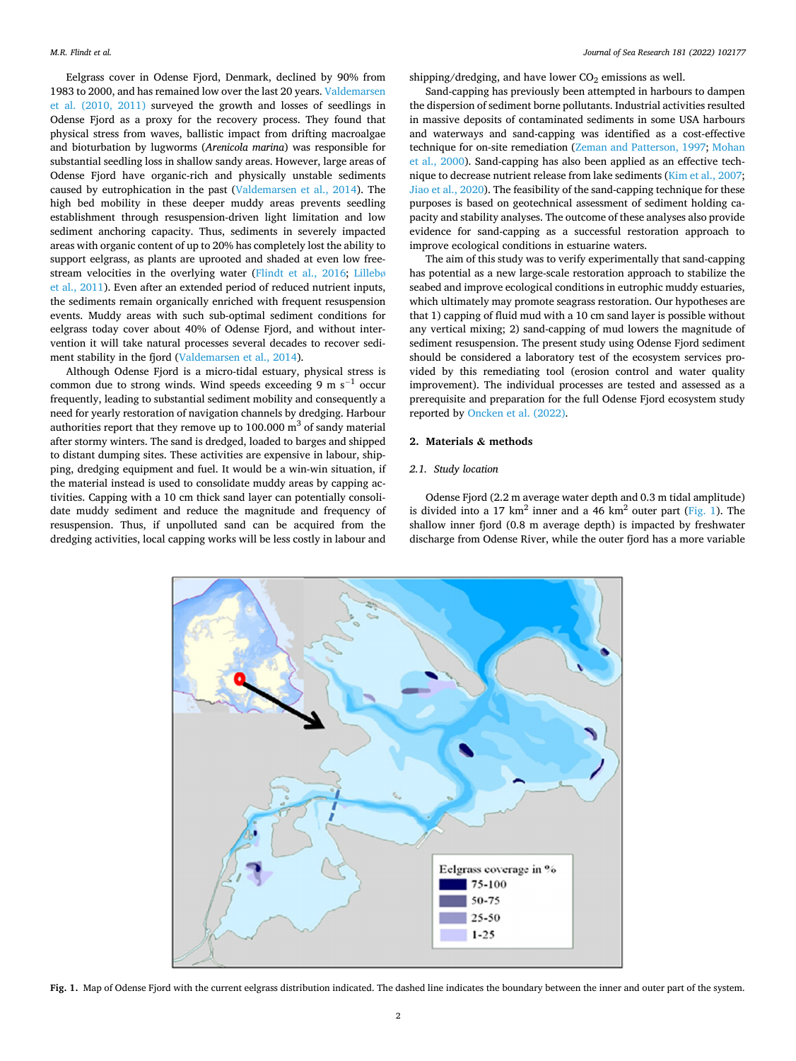Eelgrass cover in Odense Fjord, Denmark, declined by 90% from 1983 to 2000, and has remained low over the last 20 years. Valdemarsen et al. (2010, 2011) surveyed the growth and losses of seedlings in Odense Fjord as a proxy for the recovery process. They found that physical stress from waves, ballistic impact from drifting macroalgae and bioturbation by lugworms (*Arenicola marina*) was responsible for substantial seedling loss in shallow sandy areas. However, large areas of Odense Fjord have organic-rich and physically unstable sediments caused by eutrophication in the past (Valdemarsen et al., 2014). The high bed mobility in these deeper muddy areas prevents seedling establishment through resuspension-driven light limitation and low sediment anchoring capacity. Thus, sediments in severely impacted areas with organic content of up to 20% has completely lost the ability to support eelgrass, as plants are uprooted and shaded at even low free-stream velocities in the overlying water (Flindt et al., 2016; Lillebø et al., 2011). Even after an extended period of reduced nutrient inputs, the sediments remain organically enriched with frequent resuspension events. Muddy areas with such sub-optimal sediment conditions for eelgrass today cover about 40% of Odense Fjord, and without intervention it will take natural processes several decades to recover sediment stability in the fjord (Valdemarsen et al., 2014).

Although Odense Fjord is a micro-tidal estuary, physical stress is common due to strong winds. Wind speeds exceeding 9 m $s^{-1}$ occur frequently, leading to substantial sediment mobility and consequently a need for yearly restoration of navigation channels by dredging. Harbour authorities report that they remove up to 100.000 $m^3$ of sandy material after stormy winters. The sand is dredged, loaded to barges and shipped to distant dumping sites. These activities are expensive in labour, shipping, dredging equipment and fuel. It would be a win-win situation, if the material instead is used to consolidate muddy areas by capping activities. Capping with a 10 cm thick sand layer can potentially consolidate muddy sediment and reduce the magnitude and frequency of resuspension. Thus, if unpolluted sand can be acquired from the dredging activities, local capping works will be less costly in labour and shipping/dredging, and have lower $CO_2$ emissions as well.

Sand-capping has previously been attempted in harbours to dampen the dispersion of sediment borne pollutants. Industrial activities resulted in massive deposits of contaminated sediments in some USA harbours and waterways and sand-capping was identified as a cost-effective technique for on-site remediation (Zeman and Patterson, 1997; Mohan et al., 2000). Sand-capping has also been applied as an effective technique to decrease nutrient release from lake sediments (Kim et al., 2007; Jiao et al., 2020). The feasibility of the sand-capping technique for these purposes is based on geotechnical assessment of sediment holding capacity and stability analyses. The outcome of these analyses also provide evidence for sand-capping as a successful restoration approach to improve ecological conditions in estuarine waters.

The aim of this study was to verify experimentally that sand-capping has potential as a new large-scale restoration approach to stabilize the seabed and improve ecological conditions in eutrophic muddy estuaries, which ultimately may promote seagrass restoration. Our hypotheses are that 1) capping of fluid mud with a 10 cm sand layer is possible without any vertical mixing; 2) sand-capping of mud lowers the magnitude of sediment resuspension. The present study using Odense Fjord sediment should be considered a laboratory test of the ecosystem services provided by this remediating tool (erosion control and water quality improvement). The individual processes are tested and assessed as a prerequisite and preparation for the full Odense Fjord ecosystem study reported by Oncken et al. (2022).

## 2. Materials & methods

### 2.1. Study location

Odense Fjord (2.2 m average water depth and 0.3 m tidal amplitude) is divided into a 17 $km^2$ inner and a 46 $km^2$ outer part (Fig. 1). The shallow inner fjord (0.8 m average depth) is impacted by freshwater discharge from Odense River, while the outer fjord has a more variable

Eelgrass coverage in %
75-100
50-75
25-50
1-25

**Fig. 1.** Map of Odense Fjord with the current eelgrass distribution indicated. The dashed line indicates the boundary between the inner and outer part of the system.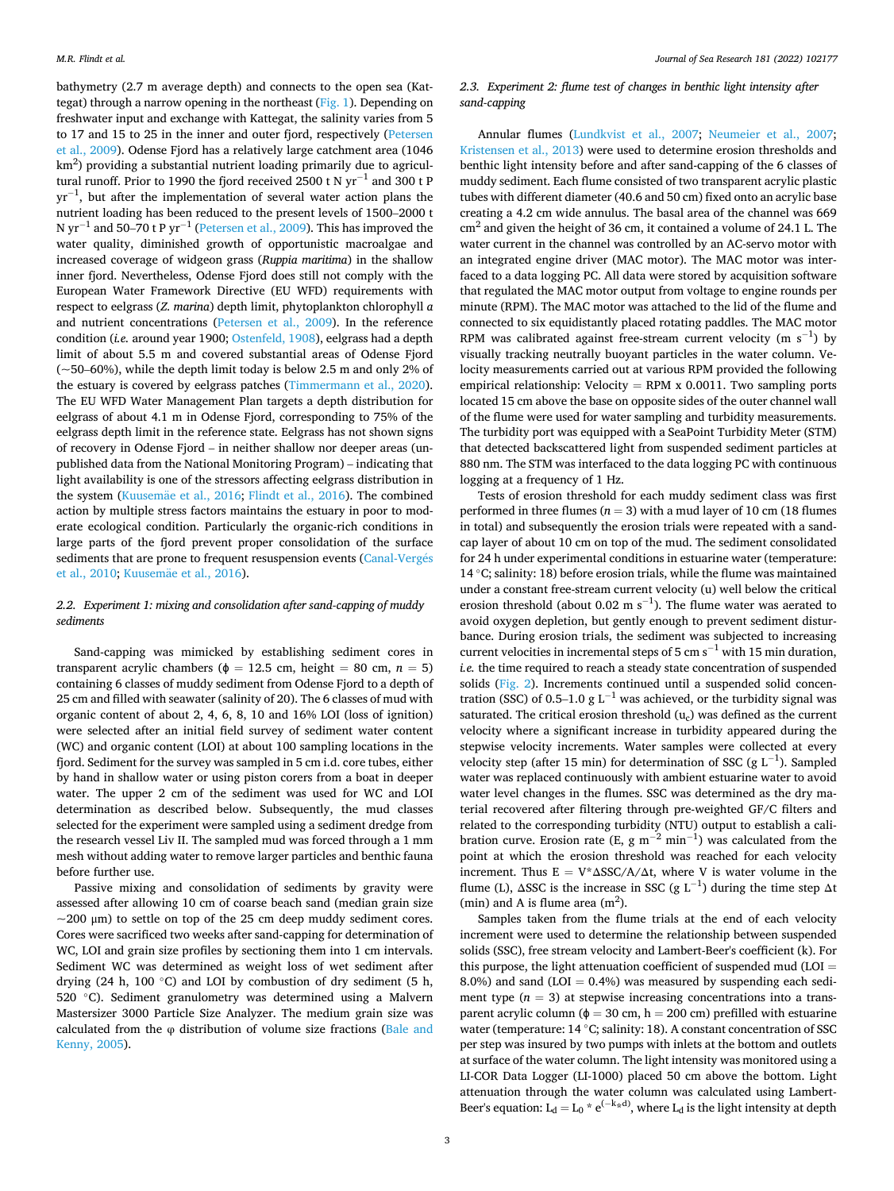bathymetry (2.7 m average depth) and connects to the open sea (Kattegat) through a narrow opening in the northeast (Fig. 1). Depending on freshwater input and exchange with Kattegat, the salinity varies from 5 to 17 and 15 to 25 in the inner and outer fjord, respectively (Petersen et al., 2009). Odense Fjord has a relatively large catchment area (1046 $km^2$) providing a substantial nutrient loading primarily due to agricultural runoff. Prior to 1990 the fjord received 2500 t N $yr^{-1}$ and 300 t P $yr^{-1}$, but after the implementation of several water action plans the nutrient loading has been reduced to the present levels of 1500–2000 t N $yr^{-1}$ and 50–70 t P $yr^{-1}$ (Petersen et al., 2009). This has improved the water quality, diminished growth of opportunistic macroalgae and increased coverage of widgeon grass (*Ruppia maritima*) in the shallow inner fjord. Nevertheless, Odense Fjord does still not comply with the European Water Framework Directive (EU WFD) requirements with respect to eelgrass (*Z. marina*) depth limit, phytoplankton chlorophyll *a* and nutrient concentrations (Petersen et al., 2009). In the reference condition (*i.e.* around year 1900; Ostenfeld, 1908), eelgrass had a depth limit of about 5.5 m and covered substantial areas of Odense Fjord (~50–60%), while the depth limit today is below 2.5 m and only 2% of the estuary is covered by eelgrass patches (Timmermann et al., 2020). The EU WFD Water Management Plan targets a depth distribution for eelgrass of about 4.1 m in Odense Fjord, corresponding to 75% of the eelgrass depth limit in the reference state. Eelgrass has not shown signs of recovery in Odense Fjord – in neither shallow nor deeper areas (unpublished data from the National Monitoring Program) – indicating that light availability is one of the stressors affecting eelgrass distribution in the system (Kuusemäe et al., 2016; Flindt et al., 2016). The combined action by multiple stress factors maintains the estuary in poor to moderate ecological condition. Particularly the organic-rich conditions in large parts of the fjord prevent proper consolidation of the surface sediments that are prone to frequent resuspension events (Canal-Vergés et al., 2010; Kuusemäe et al., 2016).

### 2.2. Experiment 1: mixing and consolidation after sand-capping of muddy sediments

Sand-capping was mimicked by establishing sediment cores in transparent acrylic chambers ($\phi$ = 12.5 cm, height = 80 cm, $n$ = 5) containing 6 classes of muddy sediment from Odense Fjord to a depth of 25 cm and filled with seawater (salinity of 20). The 6 classes of mud with organic content of about 2, 4, 6, 8, 10 and 16% LOI (loss of ignition) were selected after an initial field survey of sediment water content (WC) and organic content (LOI) at about 100 sampling locations in the fjord. Sediment for the survey was sampled in 5 cm i.d. core tubes, either by hand in shallow water or using piston corers from a boat in deeper water. The upper 2 cm of the sediment was used for WC and LOI determination as described below. Subsequently, the mud classes selected for the experiment were sampled using a sediment dredge from the research vessel Liv II. The sampled mud was forced through a 1 mm mesh without adding water to remove larger particles and benthic fauna before further use.

Passive mixing and consolidation of sediments by gravity were assessed after allowing 10 cm of coarse beach sand (median grain size ~200 μm) to settle on top of the 25 cm deep muddy sediment cores. Cores were sacrificed two weeks after sand-capping for determination of WC, LOI and grain size profiles by sectioning them into 1 cm intervals. Sediment WC was determined as weight loss of wet sediment after drying (24 h, 100 °C) and LOI by combustion of dry sediment (5 h, 520 °C). Sediment granulometry was determined using a Malvern Mastersizer 3000 Particle Size Analyzer. The medium grain size was calculated from the φ distribution of volume size fractions (Bale and Kenny, 2005).

### 2.3. Experiment 2: flume test of changes in benthic light intensity after sand-capping

Annular flumes (Lundkvist et al., 2007; Neumeier et al., 2007; Kristensen et al., 2013) were used to determine erosion thresholds and benthic light intensity before and after sand-capping of the 6 classes of muddy sediment. Each flume consisted of two transparent acrylic plastic tubes with different diameter (40.6 and 50 cm) fixed onto an acrylic base creating a 4.2 cm wide annulus. The basal area of the channel was 669 $cm^2$ and given the height of 36 cm, it contained a volume of 24.1 L. The water current in the channel was controlled by an AC-servo motor with an integrated engine driver (MAC motor). The MAC motor was interfaced to a data logging PC. All data were stored by acquisition software that regulated the MAC motor output from voltage to engine rounds per minute (RPM). The MAC motor was attached to the lid of the flume and connected to six equidistantly placed rotating paddles. The MAC motor RPM was calibrated against free-stream current velocity (m $s^{-1}$) by visually tracking neutrally buoyant particles in the water column. Velocity measurements carried out at various RPM provided the following empirical relationship: Velocity = RPM x 0.0011. Two sampling ports located 15 cm above the base on opposite sides of the outer channel wall of the flume were used for water sampling and turbidity measurements. The turbidity port was equipped with a SeaPoint Turbidity Meter (STM) that detected backscattered light from suspended sediment particles at 880 nm. The STM was interfaced to the data logging PC with continuous logging at a frequency of 1 Hz.

Tests of erosion threshold for each muddy sediment class was first performed in three flumes ($n$ = 3) with a mud layer of 10 cm (18 flumes in total) and subsequently the erosion trials were repeated with a sand-cap layer of about 10 cm on top of the mud. The sediment consolidated for 24 h under experimental conditions in estuarine water (temperature: 14 °C; salinity: 18) before erosion trials, while the flume was maintained under a constant free-stream current velocity (u) well below the critical erosion threshold (about 0.02 m $s^{-1}$). The flume water was aerated to avoid oxygen depletion, but gently enough to prevent sediment disturbance. During erosion trials, the sediment was subjected to increasing current velocities in incremental steps of 5 cm $s^{-1}$ with 15 min duration, *i.e.* the time required to reach a steady state concentration of suspended solids (Fig. 2). Increments continued until a suspended solid concentration (SSC) of 0.5–1.0 g $L^{-1}$ was achieved, or the turbidity signal was saturated. The critical erosion threshold ($u_c$) was defined as the current velocity where a significant increase in turbidity appeared during the stepwise velocity increments. Water samples were collected at every velocity step (after 15 min) for determination of SSC (g $L^{-1}$). Sampled water was replaced continuously with ambient estuarine water to avoid water level changes in the flumes. SSC was determined as the dry material recovered after filtering through pre-weighted GF/C filters and related to the corresponding turbidity (NTU) output to establish a calibration curve. Erosion rate (E, g $m^{-2}$ $min^{-1}$) was calculated from the point at which the erosion threshold was reached for each velocity increment. Thus $E = V^*\Delta SSC/A/\Delta t$, where V is water volume in the flume (L), ΔSSC is the increase in SSC (g $L^{-1}$) during the time step Δt (min) and A is flume area ($m^2$).

Samples taken from the flume trials at the end of each velocity increment were used to determine the relationship between suspended solids (SSC), free stream velocity and Lambert-Beer's coefficient (k). For this purpose, the light attenuation coefficient of suspended mud (LOI = 8.0%) and sand (LOI = 0.4%) was measured by suspending each sediment type ($n$ = 3) at stepwise increasing concentrations into a transparent acrylic column ($\phi$ = 30 cm, h = 200 cm) prefilled with estuarine water (temperature: 14 °C; salinity: 18). A constant concentration of SSC per step was insured by two pumps with inlets at the bottom and outlets at surface of the water column. The light intensity was monitored using a LI-COR Data Logger (LI-1000) placed 50 cm above the bottom. Light attenuation through the water column was calculated using Lambert-Beer's equation: $L_d = L_0 * e^{(-k*d)}$, where $L_d$ is the light intensity at depth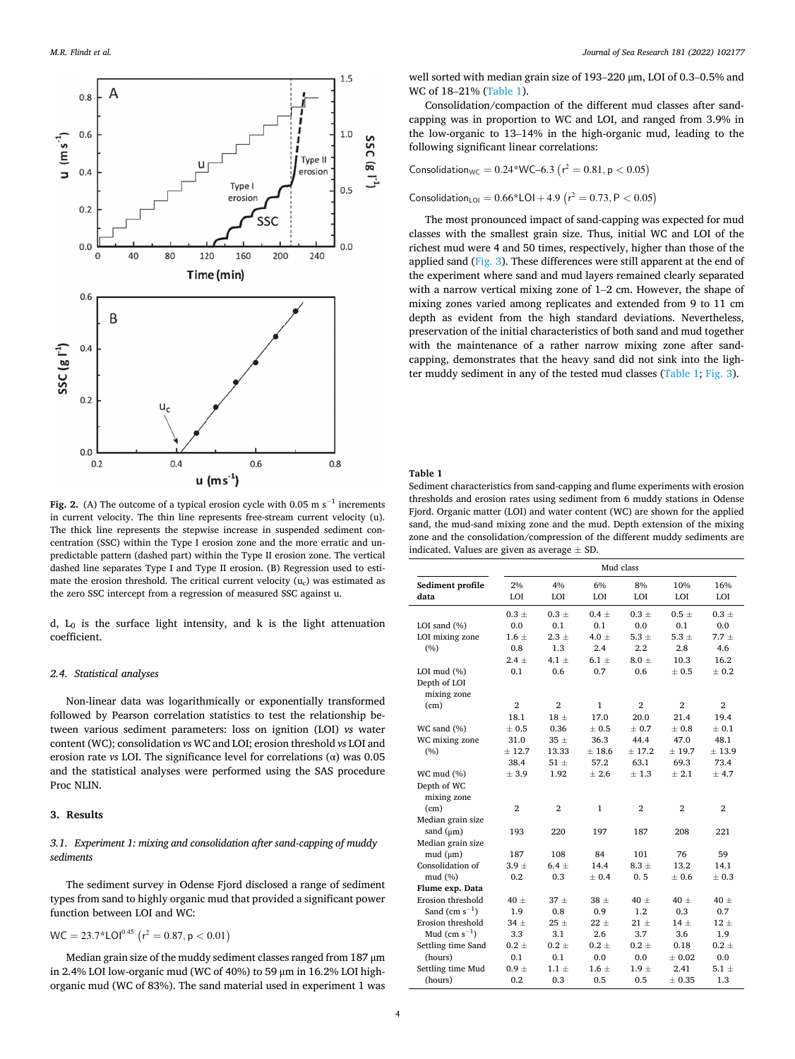A

u (m s−1)

SSC (g l−1)

Time (min)

u

Type I erosion

Type II erosion

SSC

B

SSC (g l−1)

u (ms−1)

$u_c$

**Fig. 2.** (A) The outcome of a typical erosion cycle with 0.05 m s$^{-1}$ increments in current velocity. The thin line represents free-stream current velocity (u). The thick line represents the stepwise increase in suspended sediment concentration (SSC) within the Type I erosion zone and the more erratic and unpredictable pattern (dashed part) within the Type II erosion zone. The vertical dashed line separates Type I and Type II erosion. (B) Regression used to estimate the erosion threshold. The critical current velocity ($u_c$) was estimated as the zero SSC intercept from a regression of measured SSC against u.

d, $L_0$ is the surface light intensity, and k is the light attenuation coefficient.

### 2.4. Statistical analyses

Non-linear data was logarithmically or exponentially transformed followed by Pearson correlation statistics to test the relationship between various sediment parameters: loss on ignition (LOI) *vs* water content (WC); consolidation *vs* WC and LOI; erosion threshold *vs* LOI and erosion rate *vs* LOI. The significance level for correlations (α) was 0.05 and the statistical analyses were performed using the SAS procedure Proc NLIN.

## 3. Results

### 3.1. Experiment 1: mixing and consolidation after sand-capping of muddy sediments

The sediment survey in Odense Fjord disclosed a range of sediment types from sand to highly organic mud that provided a significant power function between LOI and WC:

$$WC = 23.7{*}LOI^{0.45} \; (r^2 = 0.87, p < 0.01)$$

Median grain size of the muddy sediment classes ranged from 187 μm in 2.4% LOI low-organic mud (WC of 40%) to 59 μm in 16.2% LOI high-organic mud (WC of 83%). The sand material used in experiment 1 was well sorted with median grain size of 193–220 μm, LOI of 0.3–0.5% and WC of 18–21% (Table 1).

Consolidation/compaction of the different mud classes after sand-capping was in proportion to WC and LOI, and ranged from 3.9% in the low-organic to 13–14% in the high-organic mud, leading to the following significant linear correlations:

$$Consolidation_{WC} = 0.24{*}WC{-}6.3 \; (r^2 = 0.81, p < 0.05)$$

$$Consolidation_{LOI} = 0.66{*}LOI + 4.9 \; (r^2 = 0.73, P < 0.05)$$

The most pronounced impact of sand-capping was expected for mud classes with the smallest grain size. Thus, initial WC and LOI of the richest mud were 4 and 50 times, respectively, higher than those of the applied sand (Fig. 3). These differences were still apparent at the end of the experiment where sand and mud layers remained clearly separated with a narrow vertical mixing zone of 1–2 cm. However, the shape of mixing zones varied among replicates and extended from 9 to 11 cm depth as evident from the high standard deviations. Nevertheless, preservation of the initial characteristics of both sand and mud together with the maintenance of a rather narrow mixing zone after sand-capping, demonstrates that the heavy sand did not sink into the lighter muddy sediment in any of the tested mud classes (Table 1; Fig. 3).

**Table 1**
Sediment characteristics from sand-capping and flume experiments with erosion thresholds and erosion rates using sediment from 6 muddy stations in Odense Fjord. Organic matter (LOI) and water content (WC) are shown for the applied sand, the mud-sand mixing zone and the mud. Depth extension of the mixing zone and the consolidation/compression of the different muddy sediments are indicated. Values are given as average ± SD.

| | Mud class | | | | | |
|---|---|---|---|---|---|---|
| **Sediment profile data** | 2% LOI | 4% LOI | 6% LOI | 8% LOI | 10% LOI | 16% LOI |
| LOI sand (%) | 0.3 ± 0.0 | 0.3 ± 0.1 | 0.4 ± 0.1 | 0.3 ± 0.0 | 0.5 ± 0.1 | 0.3 ± 0.0 |
| LOI mixing zone (%) | 1.6 ± 0.8 | 2.3 ± 1.3 | 4.0 ± 2.4 | 5.3 ± 2.2 | 5.3 ± 2.8 | 7.7 ± 4.6 |
| LOI mud (%) | 2.4 ± 0.1 | 4.1 ± 0.6 | 6.1 ± 0.7 | 8.0 ± 0.6 | 10.3 ± 0.5 | 16.2 ± 0.2 |
| Depth of LOI mixing zone (cm) | 2 | 2 | 1 | 2 | 2 | 2 |
| WC sand (%) | 18.1 ± 0.5 | 18 ± 0.36 | 17.0 ± 0.5 | 20.0 ± 0.7 | 21.4 ± 0.8 | 19.4 ± 0.1 |
| WC mixing zone (%) | 31.0 ± 12.7 | 35 ± 13.33 | 36.3 ± 18.6 | 44.4 ± 17.2 | 47.0 ± 19.7 | 48.1 ± 13.9 |
| WC mud (%) | 38.4 ± 3.9 | 51 ± 1.92 | 57.2 ± 2.6 | 63.1 ± 1.3 | 69.3 ± 2.1 | 73.4 ± 4.7 |
| Depth of WC mixing zone (cm) | 2 | 2 | 1 | 2 | 2 | 2 |
| Median grain size sand (μm) | 193 | 220 | 197 | 187 | 208 | 221 |
| Median grain size mud (μm) | 187 | 108 | 84 | 101 | 76 | 59 |
| Consolidation of mud (%) | 3.9 ± 0.2 | 6.4 ± 0.3 | 14.4 ± 0.4 | 8.3 ± 0.5 | 13.2 ± 0.6 | 14.1 ± 0.3 |
| **Flume exp. Data** | | | | | | |
| Erosion threshold Sand (cm s$^{-1}$) | 40 ± 1.9 | 37 ± 0.8 | 38 ± 0.9 | 40 ± 1.2 | 40 ± 0.3 | 40 ± 0.7 |
| Erosion threshold Mud (cm s$^{-1}$) | 34 ± 3.3 | 25 ± 3.1 | 22 ± 2.6 | 21 ± 3.7 | 14 ± 3.6 | 12 ± 1.9 |
| Settling time Sand (hours) | 0.2 ± 0.1 | 0.2 ± 0.1 | 0.2 ± 0.0 | 0.2 ± 0.0 | 0.18 ± 0.02 | 0.2 ± 0.0 |
| Settling time Mud (hours) | 0.9 ± 0.2 | 1.1 ± 0.3 | 1.6 ± 0.5 | 1.9 ± 0.5 | 2.41 ± 0.35 | 5.1 ± 1.3 |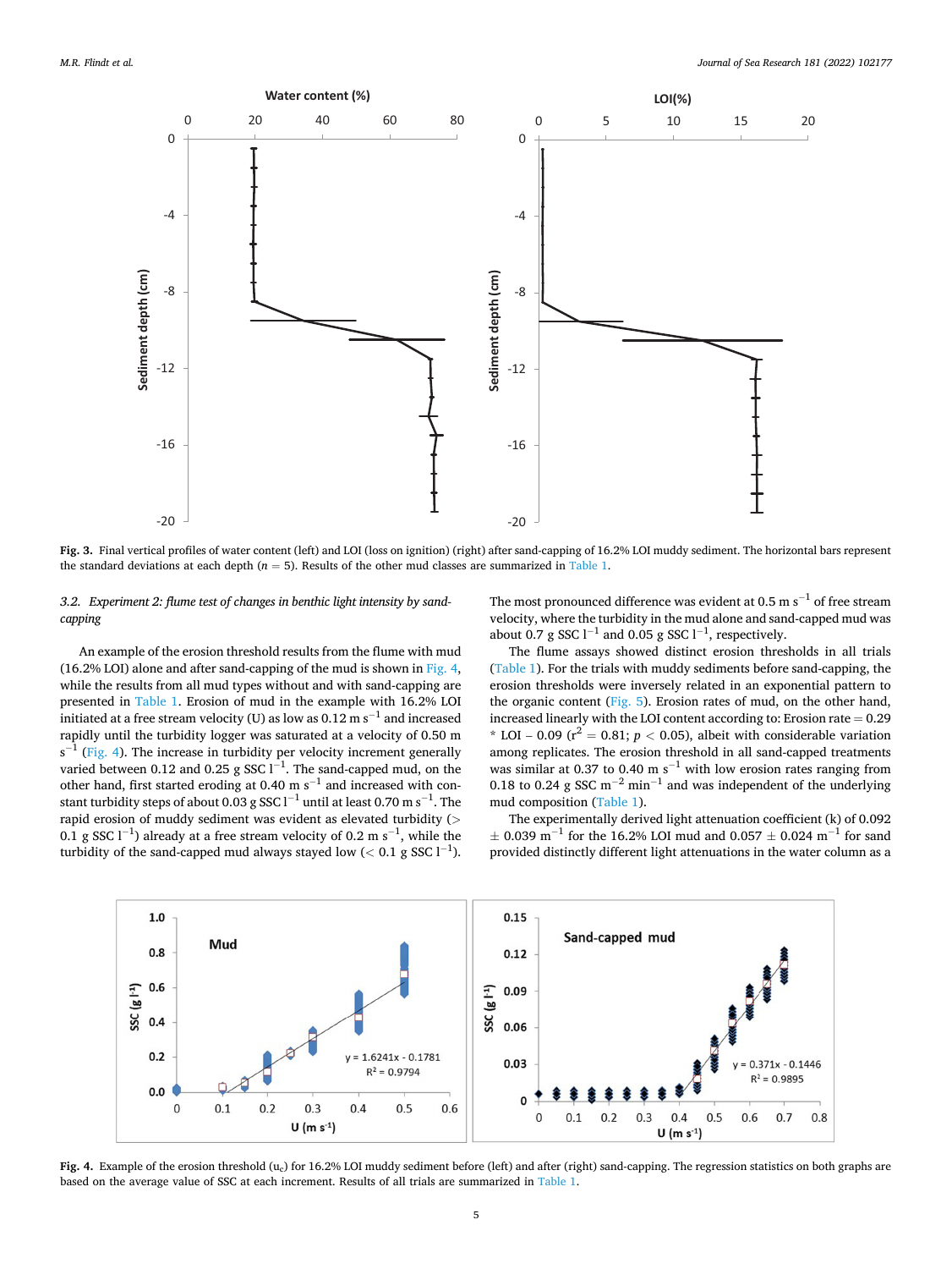Water content (%)

0 20 40 60 80

0 -4 -8 -12 -16 -20

Sediment depth (cm)

LOI(%)

0 5 10 15 20

0 -4 -8 -12 -16 -20

Sediment depth (cm)

**Fig. 3.** Final vertical profiles of water content (left) and LOI (loss on ignition) (right) after sand-capping of 16.2% LOI muddy sediment. The horizontal bars represent the standard deviations at each depth ($n = 5$). Results of the other mud classes are summarized in Table 1.

### 3.2. *Experiment 2: flume test of changes in benthic light intensity by sand-capping*

An example of the erosion threshold results from the flume with mud (16.2% LOI) alone and after sand-capping of the mud is shown in Fig. 4, while the results from all mud types without and with sand-capping are presented in Table 1. Erosion of mud in the example with 16.2% LOI initiated at a free stream velocity (U) as low as 0.12 m $s^{-1}$ and increased rapidly until the turbidity logger was saturated at a velocity of 0.50 m $s^{-1}$ (Fig. 4). The increase in turbidity per velocity increment generally varied between 0.12 and 0.25 g SSC $l^{-1}$. The sand-capped mud, on the other hand, first started eroding at 0.40 m $s^{-1}$ and increased with constant turbidity steps of about 0.03 g SSC $l^{-1}$ until at least 0.70 m $s^{-1}$. The rapid erosion of muddy sediment was evident as elevated turbidity (> 0.1 g SSC $l^{-1}$) already at a free stream velocity of 0.2 m $s^{-1}$, while the turbidity of the sand-capped mud always stayed low (< 0.1 g SSC $l^{-1}$). The most pronounced difference was evident at 0.5 m $s^{-1}$ of free stream velocity, where the turbidity in the mud alone and sand-capped mud was about 0.7 g SSC $l^{-1}$ and 0.05 g SSC $l^{-1}$, respectively.

The flume assays showed distinct erosion thresholds in all trials (Table 1). For the trials with muddy sediments before sand-capping, the erosion thresholds were inversely related in an exponential pattern to the organic content (Fig. 5). Erosion rates of mud, on the other hand, increased linearly with the LOI content according to: Erosion rate = 0.29 * LOI – 0.09 ($r^2 = 0.81$; $p < 0.05$), albeit with considerable variation among replicates. The erosion threshold in all sand-capped treatments was similar at 0.37 to 0.40 m $s^{-1}$ with low erosion rates ranging from 0.18 to 0.24 g SSC $m^{-2}$ $min^{-1}$ and was independent of the underlying mud composition (Table 1).

The experimentally derived light attenuation coefficient (k) of 0.092 ± 0.039 $m^{-1}$ for the 16.2% LOI mud and 0.057 ± 0.024 $m^{-1}$ for sand provided distinctly different light attenuations in the water column as a

Mud

SSC (g $l^{-1}$)

1.0 0.8 0.6 0.4 0.2 0.0

0 0.1 0.2 0.3 0.4 0.5 0.6

U (m $s^{-1}$)

y = 1.6241x - 0.1781
R² = 0.9794

Sand-capped mud

SSC (g $l^{-1}$)

0.15 0.12 0.09 0.06 0.03 0

0 0.1 0.2 0.3 0.4 0.5 0.6 0.7 0.8

U (m $s^{-1}$)

y = 0.371x - 0.1446
R² = 0.9895

**Fig. 4.** Example of the erosion threshold ($u_c$) for 16.2% LOI muddy sediment before (left) and after (right) sand-capping. The regression statistics on both graphs are based on the average value of SSC at each increment. Results of all trials are summarized in Table 1.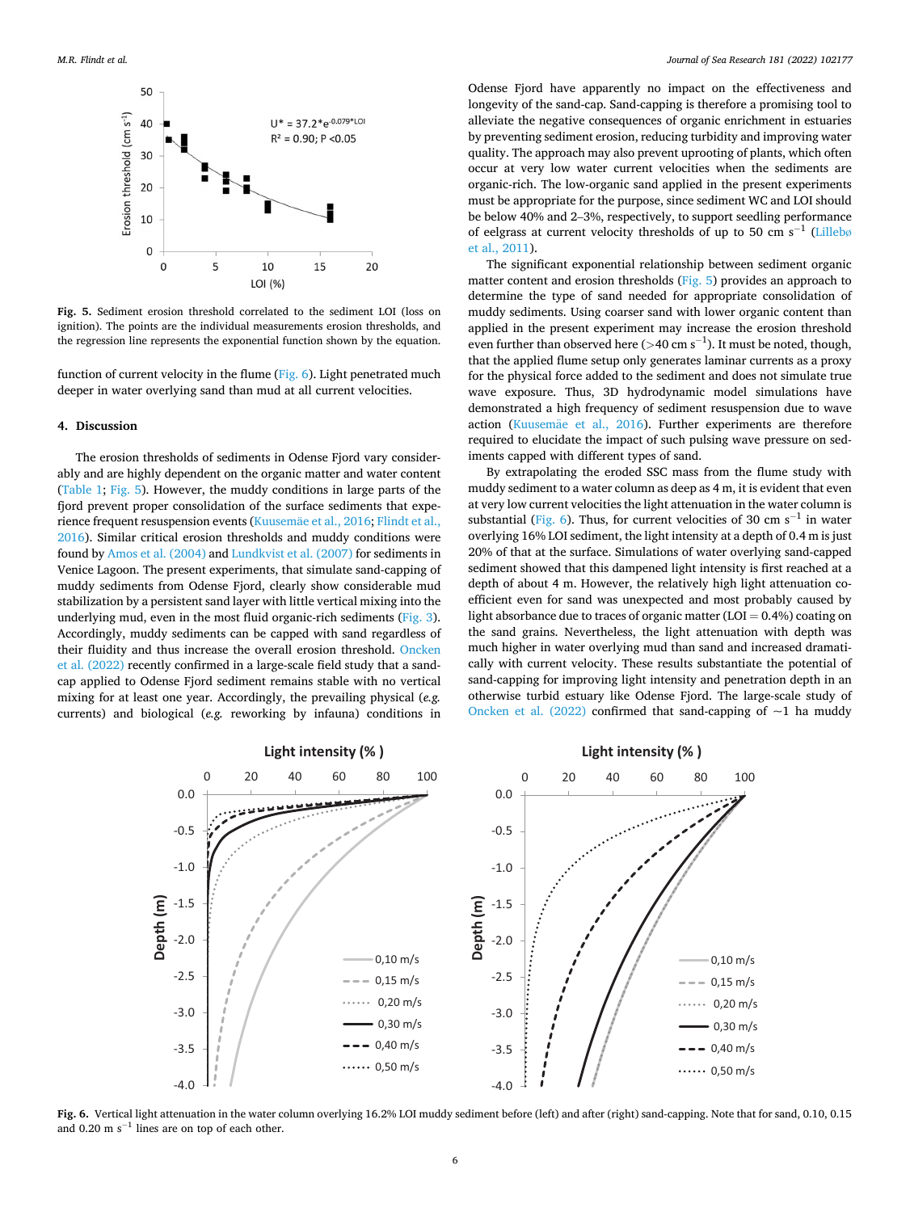U* = 37.2*e$^{-0.079*LOI}$

$R^2$ = 0.90; P <0.05

Erosion threshold (cm s$^{-1}$)

LOI (%)

**Fig. 5.** Sediment erosion threshold correlated to the sediment LOI (loss on ignition). The points are the individual measurements erosion thresholds, and the regression line represents the exponential function shown by the equation.

function of current velocity in the flume (Fig. 6). Light penetrated much deeper in water overlying sand than mud at all current velocities.

## 4. Discussion

The erosion thresholds of sediments in Odense Fjord vary considerably and are highly dependent on the organic matter and water content (Table 1; Fig. 5). However, the muddy conditions in large parts of the fjord prevent proper consolidation of the surface sediments that experience frequent resuspension events (Kuusemäe et al., 2016; Flindt et al., 2016). Similar critical erosion thresholds and muddy conditions were found by Amos et al. (2004) and Lundkvist et al. (2007) for sediments in Venice Lagoon. The present experiments, that simulate sand-capping of muddy sediments from Odense Fjord, clearly show considerable mud stabilization by a persistent sand layer with little vertical mixing into the underlying mud, even in the most fluid organic-rich sediments (Fig. 3). Accordingly, muddy sediments can be capped with sand regardless of their fluidity and thus increase the overall erosion threshold. Oncken et al. (2022) recently confirmed in a large-scale field study that a sand-cap applied to Odense Fjord sediment remains stable with no vertical mixing for at least one year. Accordingly, the prevailing physical (*e.g.* currents) and biological (*e.g.* reworking by infauna) conditions in Odense Fjord have apparently no impact on the effectiveness and longevity of the sand-cap. Sand-capping is therefore a promising tool to alleviate the negative consequences of organic enrichment in estuaries by preventing sediment erosion, reducing turbidity and improving water quality. The approach may also prevent uprooting of plants, which often occur at very low water current velocities when the sediments are organic-rich. The low-organic sand applied in the present experiments must be appropriate for the purpose, since sediment WC and LOI should be below 40% and 2–3%, respectively, to support seedling performance of eelgrass at current velocity thresholds of up to 50 cm s$^{-1}$ (Lillebø et al., 2011).

The significant exponential relationship between sediment organic matter content and erosion thresholds (Fig. 5) provides an approach to determine the type of sand needed for appropriate consolidation of muddy sediments. Using coarser sand with lower organic content than applied in the present experiment may increase the erosion threshold even further than observed here (>40 cm s$^{-1}$). It must be noted, though, that the applied flume setup only generates laminar currents as a proxy for the physical force added to the sediment and does not simulate true wave exposure. Thus, 3D hydrodynamic model simulations have demonstrated a high frequency of sediment resuspension due to wave action (Kuusemäe et al., 2016). Further experiments are therefore required to elucidate the impact of such pulsing wave pressure on sediments capped with different types of sand.

By extrapolating the eroded SSC mass from the flume study with muddy sediment to a water column as deep as 4 m, it is evident that even at very low current velocities the light attenuation in the water column is substantial (Fig. 6). Thus, for current velocities of 30 cm s$^{-1}$ in water overlying 16% LOI sediment, the light intensity at a depth of 0.4 m is just 20% of that at the surface. Simulations of water overlying sand-capped sediment showed that this dampened light intensity is first reached at a depth of about 4 m. However, the relatively high light attenuation coefficient even for sand was unexpected and most probably caused by light absorbance due to traces of organic matter (LOI = 0.4%) coating on the sand grains. Nevertheless, the light attenuation with depth was much higher in water overlying mud than sand and increased dramatically with current velocity. These results substantiate the potential of sand-capping for improving light intensity and penetration depth in an otherwise turbid estuary like Odense Fjord. The large-scale study of Oncken et al. (2022) confirmed that sand-capping of ~1 ha muddy

Light intensity (% )

Depth (m)

0,10 m/s
0,15 m/s
0,20 m/s
0,30 m/s
0,40 m/s
0,50 m/s

**Fig. 6.** Vertical light attenuation in the water column overlying 16.2% LOI muddy sediment before (left) and after (right) sand-capping. Note that for sand, 0.10, 0.15 and 0.20 m s$^{-1}$ lines are on top of each other.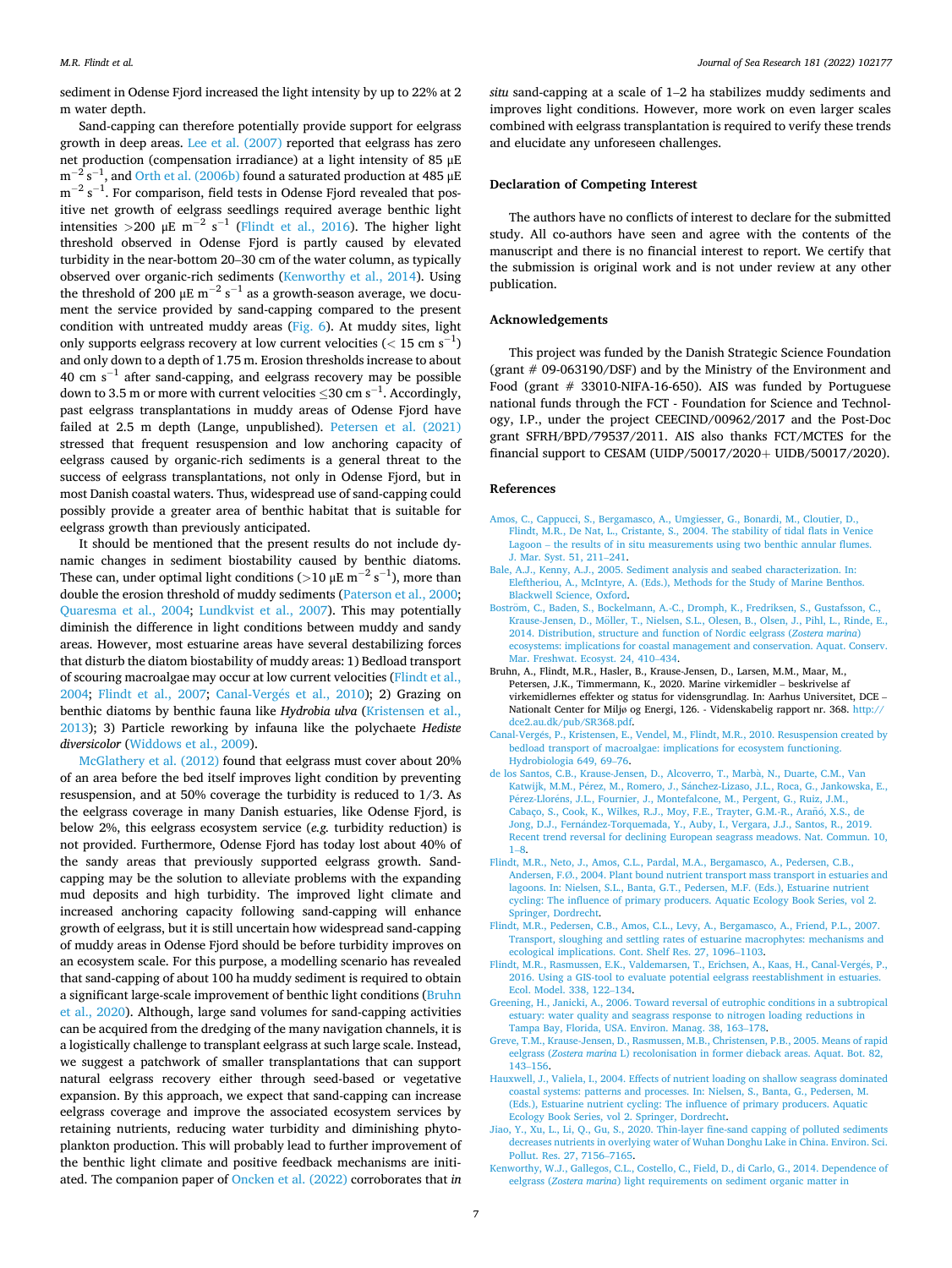sediment in Odense Fjord increased the light intensity by up to 22% at 2 m water depth.

Sand-capping can therefore potentially provide support for eelgrass growth in deep areas. Lee et al. (2007) reported that eelgrass has zero net production (compensation irradiance) at a light intensity of 85 μE $m^{-2}$ $s^{-1}$, and Orth et al. (2006b) found a saturated production at 485 μE $m^{-2}$ $s^{-1}$. For comparison, field tests in Odense Fjord revealed that positive net growth of eelgrass seedlings required average benthic light intensities >200 μE $m^{-2}$ $s^{-1}$ (Flindt et al., 2016). The higher light threshold observed in Odense Fjord is partly caused by elevated turbidity in the near-bottom 20–30 cm of the water column, as typically observed over organic-rich sediments (Kenworthy et al., 2014). Using the threshold of 200 μE $m^{-2}$ $s^{-1}$ as a growth-season average, we document the service provided by sand-capping compared to the present condition with untreated muddy areas (Fig. 6). At muddy sites, light only supports eelgrass recovery at low current velocities (< 15 cm $s^{-1}$) and only down to a depth of 1.75 m. Erosion thresholds increase to about 40 cm $s^{-1}$ after sand-capping, and eelgrass recovery may be possible down to 3.5 m or more with current velocities ≤30 cm $s^{-1}$. Accordingly, past eelgrass transplantations in muddy areas of Odense Fjord have failed at 2.5 m depth (Lange, unpublished). Petersen et al. (2021) stressed that frequent resuspension and low anchoring capacity of eelgrass caused by organic-rich sediments is a general threat to the success of eelgrass transplantations, not only in Odense Fjord, but in most Danish coastal waters. Thus, widespread use of sand-capping could possibly provide a greater area of benthic habitat that is suitable for eelgrass growth than previously anticipated.

It should be mentioned that the present results do not include dynamic changes in sediment biostability caused by benthic diatoms. These can, under optimal light conditions (>10 μE $m^{-2}$ $s^{-1}$), more than double the erosion threshold of muddy sediments (Paterson et al., 2000; Quaresma et al., 2004; Lundkvist et al., 2007). This may potentially diminish the difference in light conditions between muddy and sandy areas. However, most estuarine areas have several destabilizing forces that disturb the diatom biostability of muddy areas: 1) Bedload transport of scouring macroalgae may occur at low current velocities (Flindt et al., 2004; Flindt et al., 2007; Canal-Vergés et al., 2010); 2) Grazing on benthic diatoms by benthic fauna like *Hydrobia ulva* (Kristensen et al., 2013); 3) Particle reworking by infauna like the polychaete *Hediste diversicolor* (Widdows et al., 2009).

McGlathery et al. (2012) found that eelgrass must cover about 20% of an area before the bed itself improves light condition by preventing resuspension, and at 50% coverage the turbidity is reduced to 1/3. As the eelgrass coverage in many Danish estuaries, like Odense Fjord, is below 2%, this eelgrass ecosystem service (*e.g.* turbidity reduction) is not provided. Furthermore, Odense Fjord has today lost about 40% of the sandy areas that previously supported eelgrass growth. Sand-capping may be the solution to alleviate problems with the expanding mud deposits and high turbidity. The improved light climate and increased anchoring capacity following sand-capping will enhance growth of eelgrass, but it is still uncertain how widespread sand-capping of muddy areas in Odense Fjord should be before turbidity improves on an ecosystem scale. For this purpose, a modelling scenario has revealed that sand-capping of about 100 ha muddy sediment is required to obtain a significant large-scale improvement of benthic light conditions (Bruhn et al., 2020). Although, large sand volumes for sand-capping activities can be acquired from the dredging of the many navigation channels, it is a logistically challenge to transplant eelgrass at such large scale. Instead, we suggest a patchwork of smaller transplantations that can support natural eelgrass recovery either through seed-based or vegetative expansion. By this approach, we expect that sand-capping can increase eelgrass coverage and improve the associated ecosystem services by retaining nutrients, reducing water turbidity and diminishing phytoplankton production. This will probably lead to further improvement of the benthic light climate and positive feedback mechanisms are initiated. The companion paper of Oncken et al. (2022) corroborates that *in situ* sand-capping at a scale of 1–2 ha stabilizes muddy sediments and improves light conditions. However, more work on even larger scales combined with eelgrass transplantation is required to verify these trends and elucidate any unforeseen challenges.

## Declaration of Competing Interest

The authors have no conflicts of interest to declare for the submitted study. All co-authors have seen and agree with the contents of the manuscript and there is no financial interest to report. We certify that the submission is original work and is not under review at any other publication.

## Acknowledgements

This project was funded by the Danish Strategic Science Foundation (grant # 09-063190/DSF) and by the Ministry of the Environment and Food (grant # 33010-NIFA-16-650). AIS was funded by Portuguese national funds through the FCT - Foundation for Science and Technology, I.P., under the project CEECIND/00962/2017 and the Post-Doc grant SFRH/BPD/79537/2011. AIS also thanks FCT/MCTES for the financial support to CESAM (UIDP/50017/2020+ UIDB/50017/2020).

## References

Amos, C., Cappucci, S., Bergamasco, A., Umgiesser, G., Bonardi, M., Cloutier, D., Flindt, M.R., De Nat, L., Cristante, S., 2004. The stability of tidal flats in Venice Lagoon – the results of in situ measurements using two benthic annular flumes. J. Mar. Syst. 51, 211–241.

Bale, A.J., Kenny, A.J., 2005. Sediment analysis and seabed characterization. In: Eleftheriou, A., McIntyre, A. (Eds.), Methods for the Study of Marine Benthos. Blackwell Science, Oxford.

Boström, C., Baden, S., Bockelmann, A.-C., Dromph, K., Fredriksen, S., Gustafsson, C., Krause-Jensen, D., Möller, T., Nielsen, S.L., Olesen, B., Olsen, J., Pihl, L., Rinde, E., 2014. Distribution, structure and function of Nordic eelgrass (*Zostera marina*) ecosystems: implications for coastal management and conservation. Aquat. Conserv. Mar. Freshwat. Ecosyst. 24, 410–434.

Bruhn, A., Flindt, M.R., Hasler, B., Krause-Jensen, D., Larsen, M.M., Maar, M., Petersen, J.K., Timmermann, K., 2020. Marine virkemidler – beskrivelse af virkemidlernes effekter og status for vidensgrundlag. In: Aarhus Universitet, DCE – Nationalt Center for Miljø og Energi, 126. - Videnskabelig rapport nr. 368. http://dce2.au.dk/pub/SR368.pdf.

Canal-Vergés, P., Kristensen, E., Vendel, M., Flindt, M.R., 2010. Resuspension created by bedload transport of macroalgae: implications for ecosystem functioning. Hydrobiologia 649, 69–76.

de los Santos, C.B., Krause-Jensen, D., Alcoverro, T., Marbà, N., Duarte, C.M., Van Katwijk, M.M., Pérez, M., Romero, J., Sánchez-Lizaso, J.L., Roca, G., Jankowska, E., Pérez-Lloréns, J.L., Fournier, J., Montefalcone, M., Pergent, G., Ruiz, J.M., Cabaço, S., Cook, K., Wilkes, R.J., Moy, F.E., Trayter, G.M.-R., Arañó, X.S., de Jong, D.J., Fernández-Torquemada, Y., Auby, I., Vergara, J.J., Santos, R., 2019. Recent trend reversal for declining European seagrass meadows. Nat. Commun. 10, 1–8.

Flindt, M.R., Neto, J., Amos, C.L., Pardal, M.A., Bergamasco, A., Pedersen, C.B., Andersen, F.Ø., 2004. Plant bound nutrient transport mass transport in estuaries and lagoons. In: Nielsen, S.L., Banta, G.T., Pedersen, M.F. (Eds.), Estuarine nutrient cycling: The influence of primary producers. Aquatic Ecology Book Series, vol 2. Springer, Dordrecht.

Flindt, M.R., Pedersen, C.B., Amos, C.L., Levy, A., Bergamasco, A., Friend, P.L., 2007. Transport, sloughing and settling rates of estuarine macrophytes: mechanisms and ecological implications. Cont. Shelf Res. 27, 1096–1103.

Flindt, M.R., Rasmussen, E.K., Valdemarsen, T., Erichsen, A., Kaas, H., Canal-Vergés, P., 2016. Using a GIS-tool to evaluate potential eelgrass reestablishment in estuaries. Ecol. Model. 338, 122–134.

Greening, H., Janicki, A., 2006. Toward reversal of eutrophic conditions in a subtropical estuary: water quality and seagrass response to nitrogen loading reductions in Tampa Bay, Florida, USA. Environ. Manag. 38, 163–178.

Greve, T.M., Krause-Jensen, D., Rasmussen, M.B., Christensen, P.B., 2005. Means of rapid eelgrass (*Zostera marina* L) recolonisation in former dieback areas. Aquat. Bot. 82, 143–156.

Hauxwell, J., Valiela, I., 2004. Effects of nutrient loading on shallow seagrass dominated coastal systems: patterns and processes. In: Nielsen, S., Banta, G., Pedersen, M. (Eds.), Estuarine nutrient cycling: The influence of primary producers. Aquatic Ecology Book Series, vol 2. Springer, Dordrecht.

Jiao, Y., Xu, L., Li, Q., Gu, S., 2020. Thin-layer fine-sand capping of polluted sediments decreases nutrients in overlying water of Wuhan Donghu Lake in China. Environ. Sci. Pollut. Res. 27, 7156–7165.

Kenworthy, W.J., Gallegos, C.L., Costello, C., Field, D., di Carlo, G., 2014. Dependence of eelgrass (*Zostera marina*) light requirements on sediment organic matter in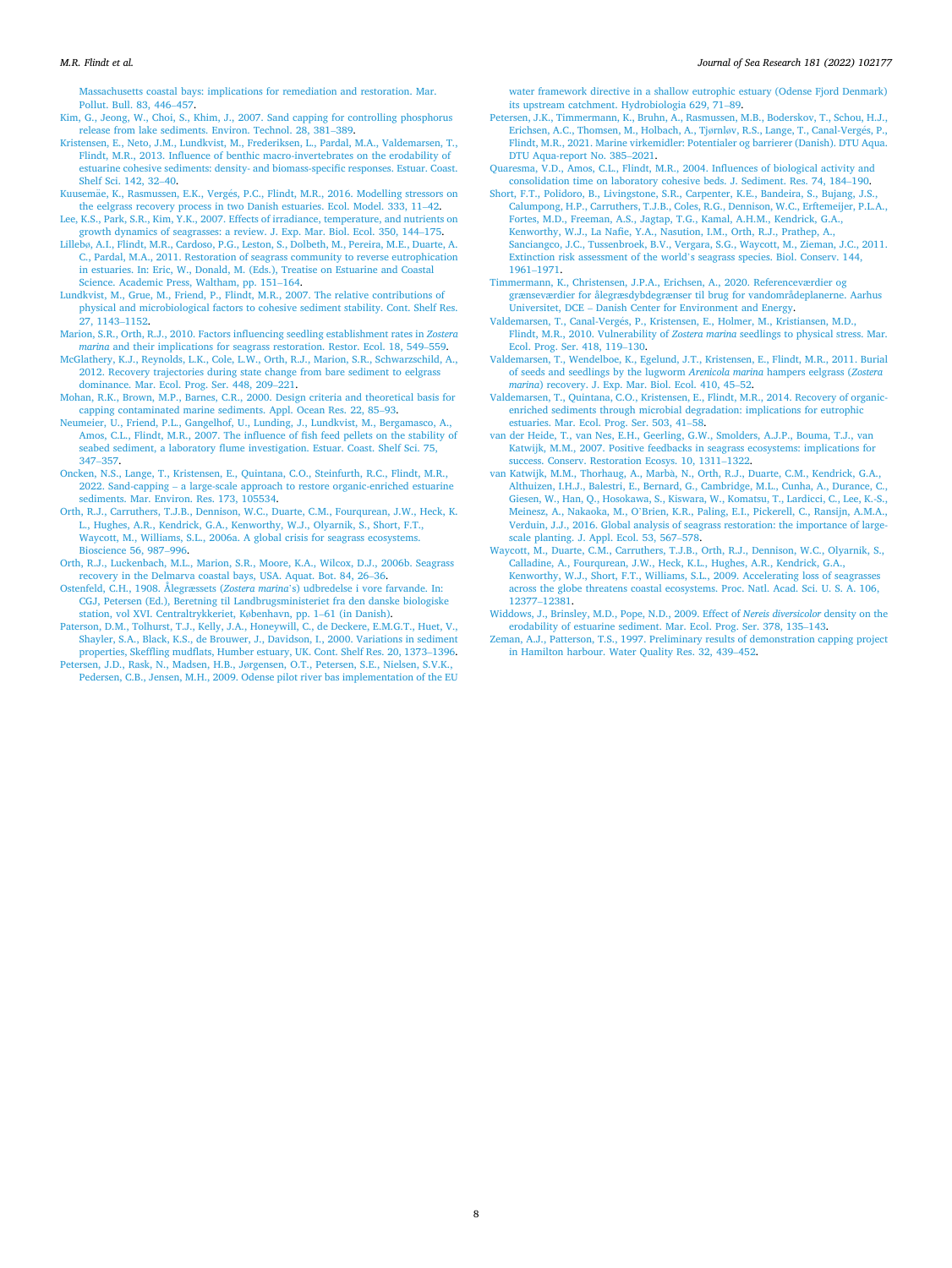Massachusetts coastal bays: implications for remediation and restoration. Mar. Pollut. Bull. 83, 446–457.

Kim, G., Jeong, W., Choi, S., Khim, J., 2007. Sand capping for controlling phosphorus release from lake sediments. Environ. Technol. 28, 381–389.

Kristensen, E., Neto, J.M., Lundkvist, M., Frederiksen, L., Pardal, M.A., Valdemarsen, T., Flindt, M.R., 2013. Influence of benthic macro-invertebrates on the erodability of estuarine cohesive sediments: density- and biomass-specific responses. Estuar. Coast. Shelf Sci. 142, 32–40.

Kuusemäe, K., Rasmussen, E.K., Vergés, P.C., Flindt, M.R., 2016. Modelling stressors on the eelgrass recovery process in two Danish estuaries. Ecol. Model. 333, 11–42.

Lee, K.S., Park, S.R., Kim, Y.K., 2007. Effects of irradiance, temperature, and nutrients on growth dynamics of seagrasses: a review. J. Exp. Mar. Biol. Ecol. 350, 144–175.

Lillebø, A.I., Flindt, M.R., Cardoso, P.G., Leston, S., Dolbeth, M., Pereira, M.E., Duarte, A. C., Pardal, M.A., 2011. Restoration of seagrass community to reverse eutrophication in estuaries. In: Eric, W., Donald, M. (Eds.), Treatise on Estuarine and Coastal Science. Academic Press, Waltham, pp. 151–164.

Lundkvist, M., Grue, M., Friend, P., Flindt, M.R., 2007. The relative contributions of physical and microbiological factors to cohesive sediment stability. Cont. Shelf Res. 27, 1143–1152.

Marion, S.R., Orth, R.J., 2010. Factors influencing seedling establishment rates in *Zostera marina* and their implications for seagrass restoration. Restor. Ecol. 18, 549–559.

McGlathery, K.J., Reynolds, L.K., Cole, L.W., Orth, R.J., Marion, S.R., Schwarzschild, A., 2012. Recovery trajectories during state change from bare sediment to eelgrass dominance. Mar. Ecol. Prog. Ser. 448, 209–221.

Mohan, R.K., Brown, M.P., Barnes, C.R., 2000. Design criteria and theoretical basis for capping contaminated marine sediments. Appl. Ocean Res. 22, 85–93.

Neumeier, U., Friend, P.L., Gangelhof, U., Lunding, J., Lundkvist, M., Bergamasco, A., Amos, C.L., Flindt, M.R., 2007. The influence of fish feed pellets on the stability of seabed sediment, a laboratory flume investigation. Estuar. Coast. Shelf Sci. 75, 347–357.

Oncken, N.S., Lange, T., Kristensen, E., Quintana, C.O., Steinfurth, R.C., Flindt, M.R., 2022. Sand-capping – a large-scale approach to restore organic-enriched estuarine sediments. Mar. Environ. Res. 173, 105534.

Orth, R.J., Carruthers, T.J.B., Dennison, W.C., Duarte, C.M., Fourqurean, J.W., Heck, K. L., Hughes, A.R., Kendrick, G.A., Kenworthy, W.J., Olyarnik, S., Short, F.T., Waycott, M., Williams, S.L., 2006a. A global crisis for seagrass ecosystems. Bioscience 56, 987–996.

Orth, R.J., Luckenbach, M.L., Marion, S.R., Moore, K.A., Wilcox, D.J., 2006b. Seagrass recovery in the Delmarva coastal bays, USA. Aquat. Bot. 84, 26–36.

Ostenfeld, C.H., 1908. Ålegræssets (*Zostera marina*'s) udbredelse i vore farvande. In: CGJ, Petersen (Ed.), Beretning til Landbrugsministeriet fra den danske biologiske station, vol XVI. Centraltrykkeriet, København, pp. 1–61 (in Danish).

Paterson, D.M., Tolhurst, T.J., Kelly, J.A., Honeywill, C., de Deckere, E.M.G.T., Huet, V., Shayler, S.A., Black, K.S., de Brouwer, J., Davidson, I., 2000. Variations in sediment properties, Skeffling mudflats, Humber estuary, UK. Cont. Shelf Res. 20, 1373–1396.

Petersen, J.D., Rask, N., Madsen, H.B., Jørgensen, O.T., Petersen, S.E., Nielsen, S.V.K., Pedersen, C.B., Jensen, M.H., 2009. Odense pilot river bas implementation of the EU water framework directive in a shallow eutrophic estuary (Odense Fjord Denmark) its upstream catchment. Hydrobiologia 629, 71–89.

Petersen, J.K., Timmermann, K., Bruhn, A., Rasmussen, M.B., Boderskov, T., Schou, H.J., Erichsen, A.C., Thomsen, M., Holbach, A., Tjørnløv, R.S., Lange, T., Canal-Vergés, P., Flindt, M.R., 2021. Marine virkemidler: Potentialer og barrierer (Danish). DTU Aqua. DTU Aqua-report No. 385–2021.

Quaresma, V.D., Amos, C.L., Flindt, M.R., 2004. Influences of biological activity and consolidation time on laboratory cohesive beds. J. Sediment. Res. 74, 184–190.

Short, F.T., Polidoro, B., Livingstone, S.R., Carpenter, K.E., Bandeira, S., Bujang, J.S., Calumpong, H.P., Carruthers, T.J.B., Coles, R.G., Dennison, W.C., Erftemeijer, P.L.A., Fortes, M.D., Freeman, A.S., Jagtap, T.G., Kamal, A.H.M., Kendrick, G.A., Kenworthy, W.J., La Nafie, Y.A., Nasution, I.M., Orth, R.J., Prathep, A., Sanciangco, J.C., Tussenbroek, B.V., Vergara, S.G., Waycott, M., Zieman, J.C., 2011. Extinction risk assessment of the world's seagrass species. Biol. Conserv. 144, 1961–1971.

Timmermann, K., Christensen, J.P.A., Erichsen, A., 2020. Referenceværdier og grænseværdier for ålegræsdybdegrænser til brug for vandområdeplanerne. Aarhus Universitet, DCE – Danish Center for Environment and Energy.

Valdemarsen, T., Canal-Vergés, P., Kristensen, E., Holmer, M., Kristiansen, M.D., Flindt, M.R., 2010. Vulnerability of *Zostera marina* seedlings to physical stress. Mar. Ecol. Prog. Ser. 418, 119–130.

Valdemarsen, T., Wendelboe, K., Egelund, J.T., Kristensen, E., Flindt, M.R., 2011. Burial of seeds and seedlings by the lugworm *Arenicola marina* hampers eelgrass (*Zostera marina*) recovery. J. Exp. Mar. Biol. Ecol. 410, 45–52.

Valdemarsen, T., Quintana, C.O., Kristensen, E., Flindt, M.R., 2014. Recovery of organic-enriched sediments through microbial degradation: implications for eutrophic estuaries. Mar. Ecol. Prog. Ser. 503, 41–58.

van der Heide, T., van Nes, E.H., Geerling, G.W., Smolders, A.J.P., Bouma, T.J., van Katwijk, M.M., 2007. Positive feedbacks in seagrass ecosystems: implications for success. Conserv. Restoration Ecosys. 10, 1311–1322.

van Katwijk, M.M., Thorhaug, A., Marbà, N., Orth, R.J., Duarte, C.M., Kendrick, G.A., Althuizen, I.H.J., Balestri, E., Bernard, G., Cambridge, M.L., Cunha, A., Durance, C., Giesen, W., Han, Q., Hosokawa, S., Kiswara, W., Komatsu, T., Lardicci, C., Lee, K.-S., Meinesz, A., Nakaoka, M., O'Brien, K.R., Paling, E.I., Pickerell, C., Ransijn, A.M.A., Verduin, J.J., 2016. Global analysis of seagrass restoration: the importance of large-scale planting. J. Appl. Ecol. 53, 567–578.

Waycott, M., Duarte, C.M., Carruthers, T.J.B., Orth, R.J., Dennison, W.C., Olyarnik, S., Calladine, A., Fourqurean, J.W., Heck, K.L., Hughes, A.R., Kendrick, G.A., Kenworthy, W.J., Short, F.T., Williams, S.L., 2009. Accelerating loss of seagrasses across the globe threatens coastal ecosystems. Proc. Natl. Acad. Sci. U. S. A. 106, 12377–12381.

Widdows, J., Brinsley, M.D., Pope, N.D., 2009. Effect of *Nereis diversicolor* density on the erodability of estuarine sediment. Mar. Ecol. Prog. Ser. 378, 135–143.

Zeman, A.J., Patterson, T.S., 1997. Preliminary results of demonstration capping project in Hamilton harbour. Water Quality Res. 32, 439–452.